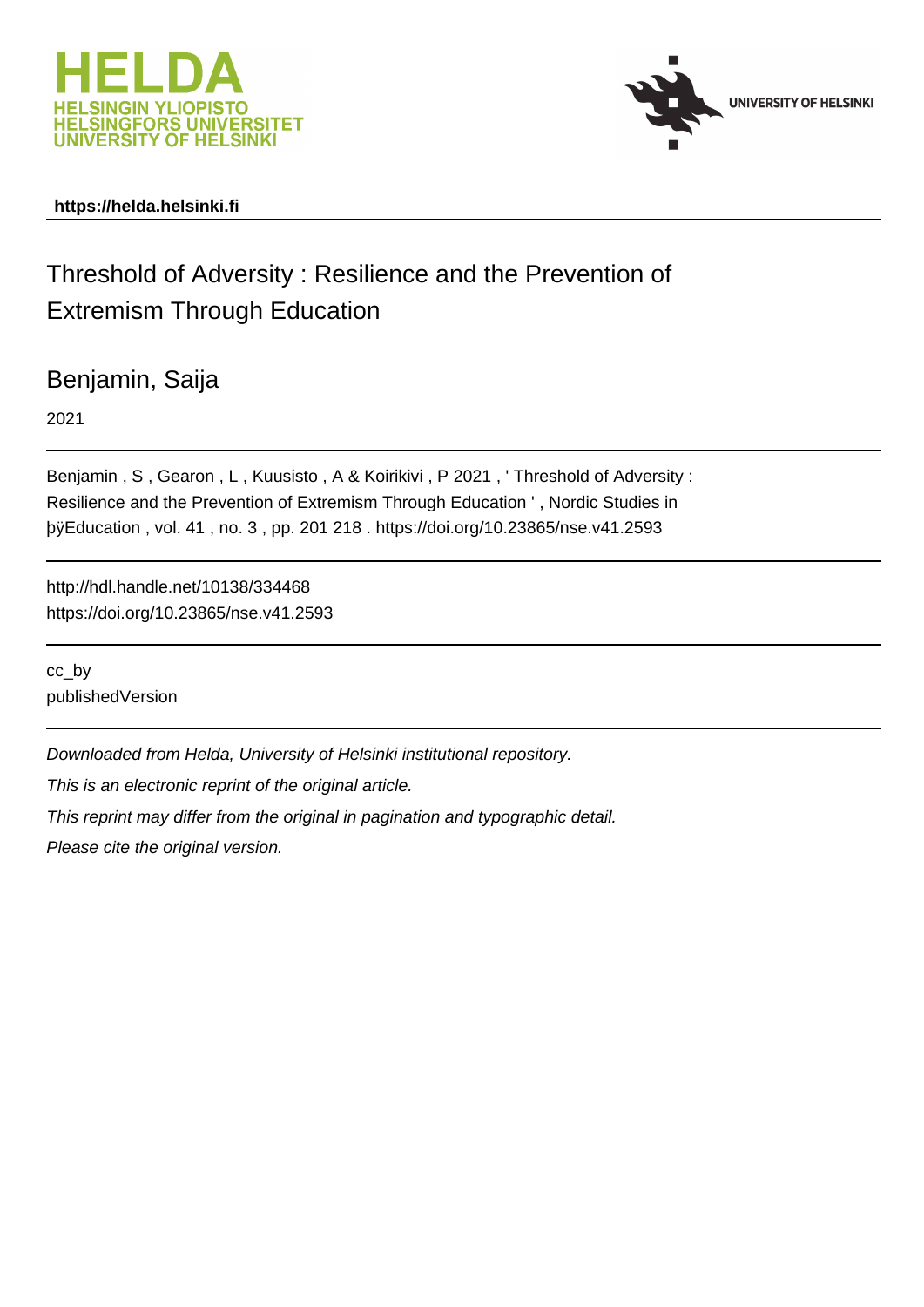https://helda.helsinki.fi

# Threshold of Adversity : Resilience and the Prevention of Extremism Through Education

## Benjamin, Saija

2021

Benjamin , S , Gearon , L , Kuusisto , A & Koirikivi , P 2021 , ' Threshold of Adversity : Resilience and the Prevention of Extremism Through Education ' , Nordic Studies in þÿEducation , vol. 41 , no. 3 , pp. 201 218 . https://doi.org/10.23865/nse.v41.2593

http://hdl.handle.net/10138/334468
https://doi.org/10.23865/nse.v41.2593

cc_by
publishedVersion

*Downloaded from Helda, University of Helsinki institutional repository.*

*This is an electronic reprint of the original article.*

*This reprint may differ from the original in pagination and typographic detail.*

*Please cite the original version.*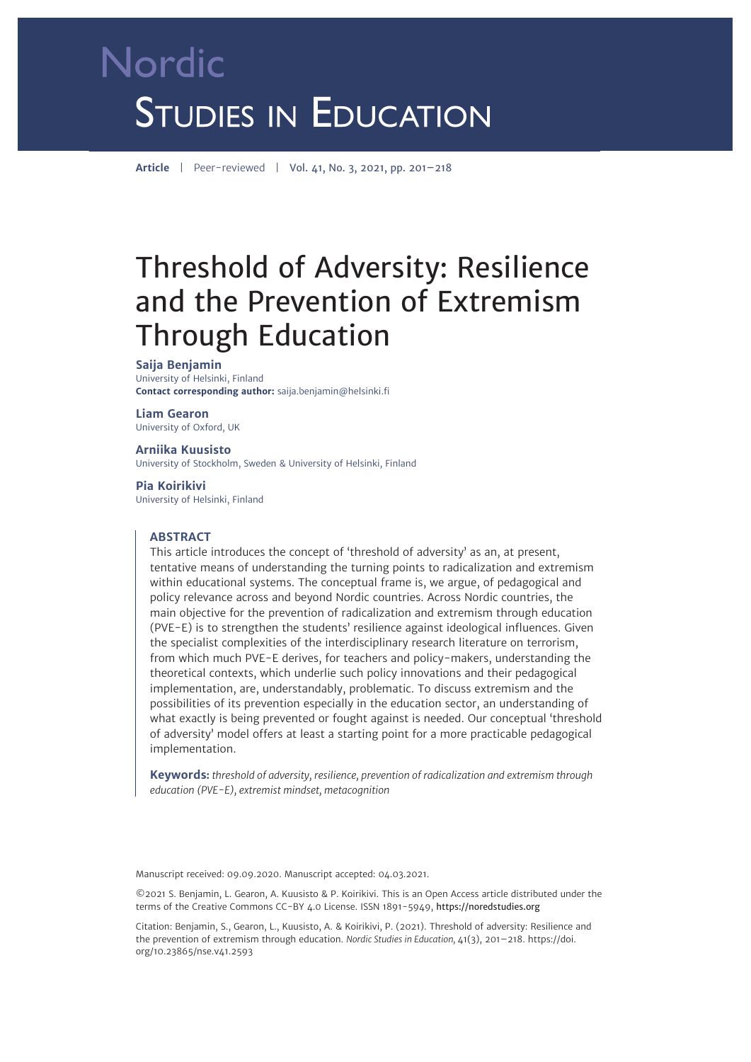# Nordic Studies in Education

**Article** | Peer-reviewed | Vol. 41, No. 3, 2021, pp. 201–218

# Threshold of Adversity: Resilience and the Prevention of Extremism Through Education

**Saija Benjamin**
University of Helsinki, Finland
**Contact corresponding author:** saija.benjamin@helsinki.fi

**Liam Gearon**
University of Oxford, UK

**Arniika Kuusisto**
University of Stockholm, Sweden & University of Helsinki, Finland

**Pia Koirikivi**
University of Helsinki, Finland

## ABSTRACT

This article introduces the concept of 'threshold of adversity' as an, at present, tentative means of understanding the turning points to radicalization and extremism within educational systems. The conceptual frame is, we argue, of pedagogical and policy relevance across and beyond Nordic countries. Across Nordic countries, the main objective for the prevention of radicalization and extremism through education (PVE-E) is to strengthen the students' resilience against ideological influences. Given the specialist complexities of the interdisciplinary research literature on terrorism, from which much PVE-E derives, for teachers and policy-makers, understanding the theoretical contexts, which underlie such policy innovations and their pedagogical implementation, are, understandably, problematic. To discuss extremism and the possibilities of its prevention especially in the education sector, an understanding of what exactly is being prevented or fought against is needed. Our conceptual 'threshold of adversity' model offers at least a starting point for a more practicable pedagogical implementation.

**Keywords:** *threshold of adversity, resilience, prevention of radicalization and extremism through education (PVE-E), extremist mindset, metacognition*

Manuscript received: 09.09.2020. Manuscript accepted: 04.03.2021.

©2021 S. Benjamin, L. Gearon, A. Kuusisto & P. Koirikivi. This is an Open Access article distributed under the terms of the Creative Commons CC-BY 4.0 License. ISSN 1891-5949, https://noredstudies.org

Citation: Benjamin, S., Gearon, L., Kuusisto, A. & Koirikivi, P. (2021). Threshold of adversity: Resilience and the prevention of extremism through education. *Nordic Studies in Education*, 41(3), 201–218. https://doi.org/10.23865/nse.v41.2593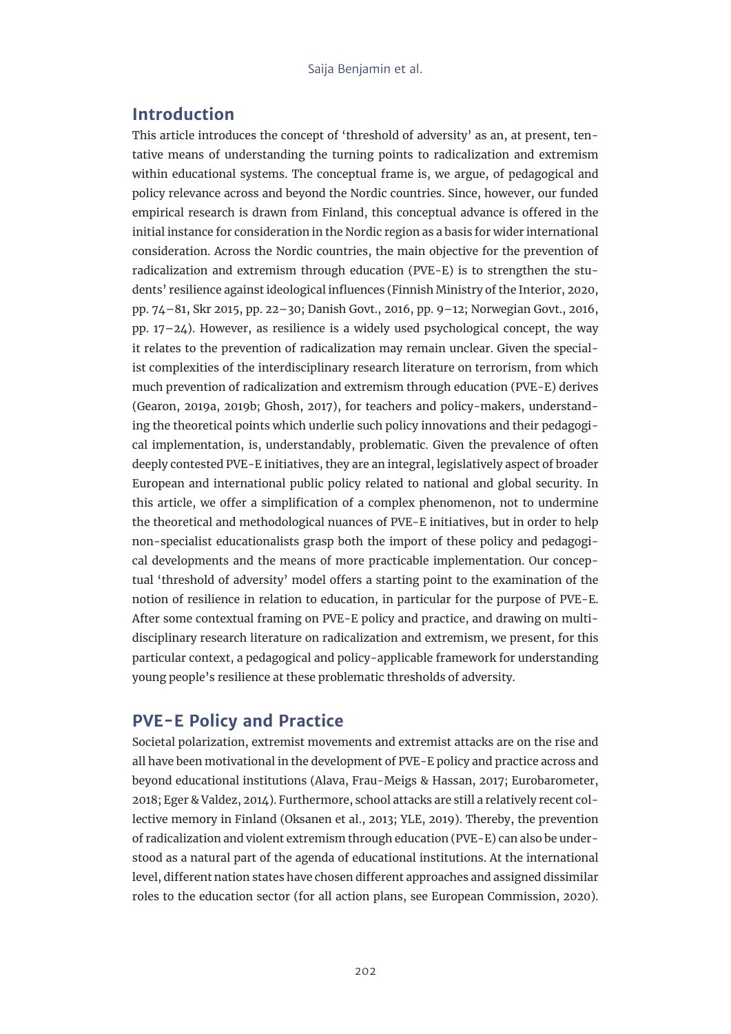## Introduction

This article introduces the concept of 'threshold of adversity' as an, at present, tentative means of understanding the turning points to radicalization and extremism within educational systems. The conceptual frame is, we argue, of pedagogical and policy relevance across and beyond the Nordic countries. Since, however, our funded empirical research is drawn from Finland, this conceptual advance is offered in the initial instance for consideration in the Nordic region as a basis for wider international consideration. Across the Nordic countries, the main objective for the prevention of radicalization and extremism through education (PVE-E) is to strengthen the students' resilience against ideological influences (Finnish Ministry of the Interior, 2020, pp. 74–81, Skr 2015, pp. 22–30; Danish Govt., 2016, pp. 9–12; Norwegian Govt., 2016, pp. 17–24). However, as resilience is a widely used psychological concept, the way it relates to the prevention of radicalization may remain unclear. Given the specialist complexities of the interdisciplinary research literature on terrorism, from which much prevention of radicalization and extremism through education (PVE-E) derives (Gearon, 2019a, 2019b; Ghosh, 2017), for teachers and policy-makers, understanding the theoretical points which underlie such policy innovations and their pedagogical implementation, is, understandably, problematic. Given the prevalence of often deeply contested PVE-E initiatives, they are an integral, legislatively aspect of broader European and international public policy related to national and global security. In this article, we offer a simplification of a complex phenomenon, not to undermine the theoretical and methodological nuances of PVE-E initiatives, but in order to help non-specialist educationalists grasp both the import of these policy and pedagogical developments and the means of more practicable implementation. Our conceptual 'threshold of adversity' model offers a starting point to the examination of the notion of resilience in relation to education, in particular for the purpose of PVE-E. After some contextual framing on PVE-E policy and practice, and drawing on multidisciplinary research literature on radicalization and extremism, we present, for this particular context, a pedagogical and policy-applicable framework for understanding young people's resilience at these problematic thresholds of adversity.

## PVE-E Policy and Practice

Societal polarization, extremist movements and extremist attacks are on the rise and all have been motivational in the development of PVE-E policy and practice across and beyond educational institutions (Alava, Frau-Meigs & Hassan, 2017; Eurobarometer, 2018; Eger & Valdez, 2014). Furthermore, school attacks are still a relatively recent collective memory in Finland (Oksanen et al., 2013; YLE, 2019). Thereby, the prevention of radicalization and violent extremism through education (PVE-E) can also be understood as a natural part of the agenda of educational institutions. At the international level, different nation states have chosen different approaches and assigned dissimilar roles to the education sector (for all action plans, see European Commission, 2020).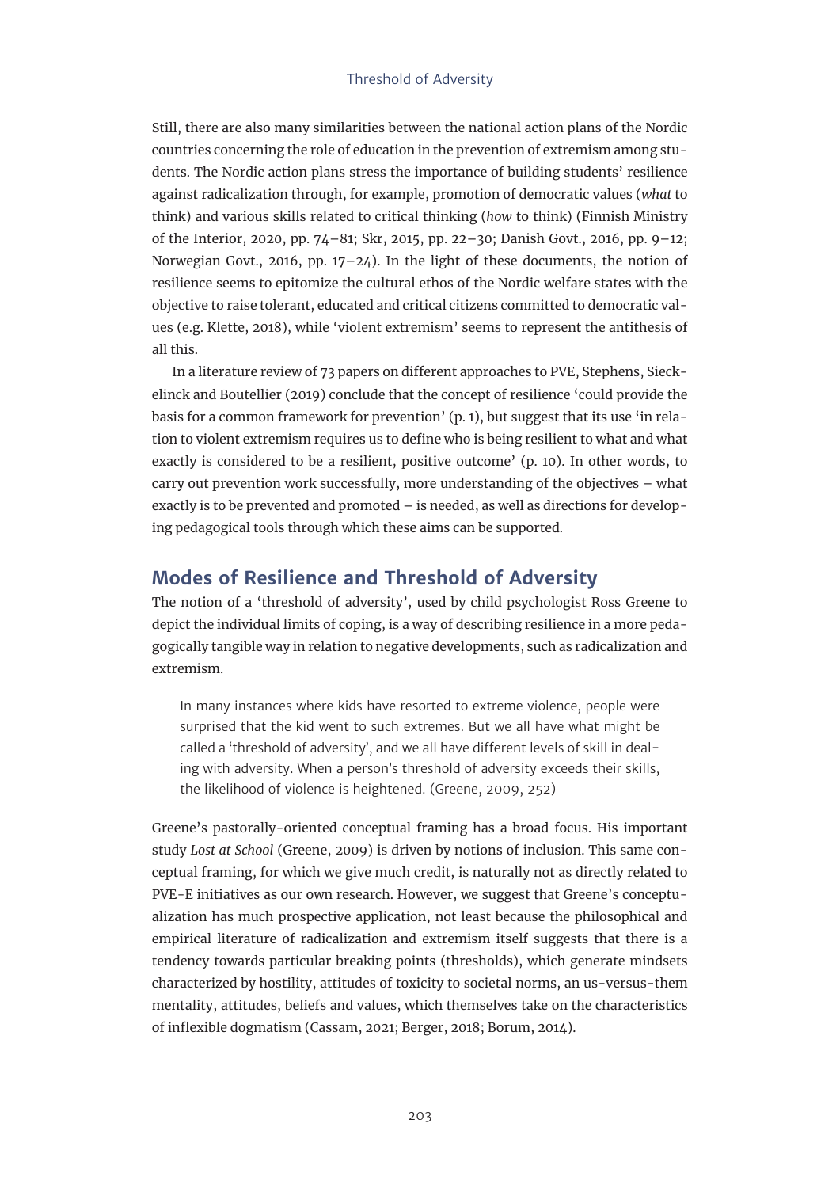Still, there are also many similarities between the national action plans of the Nordic countries concerning the role of education in the prevention of extremism among students. The Nordic action plans stress the importance of building students' resilience against radicalization through, for example, promotion of democratic values (*what* to think) and various skills related to critical thinking (*how* to think) (Finnish Ministry of the Interior, 2020, pp. 74–81; Skr, 2015, pp. 22–30; Danish Govt., 2016, pp. 9–12; Norwegian Govt., 2016, pp. 17–24). In the light of these documents, the notion of resilience seems to epitomize the cultural ethos of the Nordic welfare states with the objective to raise tolerant, educated and critical citizens committed to democratic values (e.g. Klette, 2018), while 'violent extremism' seems to represent the antithesis of all this.

In a literature review of 73 papers on different approaches to PVE, Stephens, Sieckelinck and Boutellier (2019) conclude that the concept of resilience 'could provide the basis for a common framework for prevention' (p. 1), but suggest that its use 'in relation to violent extremism requires us to define who is being resilient to what and what exactly is considered to be a resilient, positive outcome' (p. 10). In other words, to carry out prevention work successfully, more understanding of the objectives – what exactly is to be prevented and promoted – is needed, as well as directions for developing pedagogical tools through which these aims can be supported.

## Modes of Resilience and Threshold of Adversity

The notion of a 'threshold of adversity', used by child psychologist Ross Greene to depict the individual limits of coping, is a way of describing resilience in a more pedagogically tangible way in relation to negative developments, such as radicalization and extremism.

> In many instances where kids have resorted to extreme violence, people were surprised that the kid went to such extremes. But we all have what might be called a 'threshold of adversity', and we all have different levels of skill in dealing with adversity. When a person's threshold of adversity exceeds their skills, the likelihood of violence is heightened. (Greene, 2009, 252)

Greene's pastorally-oriented conceptual framing has a broad focus. His important study *Lost at School* (Greene, 2009) is driven by notions of inclusion. This same conceptual framing, for which we give much credit, is naturally not as directly related to PVE-E initiatives as our own research. However, we suggest that Greene's conceptualization has much prospective application, not least because the philosophical and empirical literature of radicalization and extremism itself suggests that there is a tendency towards particular breaking points (thresholds), which generate mindsets characterized by hostility, attitudes of toxicity to societal norms, an us-versus-them mentality, attitudes, beliefs and values, which themselves take on the characteristics of inflexible dogmatism (Cassam, 2021; Berger, 2018; Borum, 2014).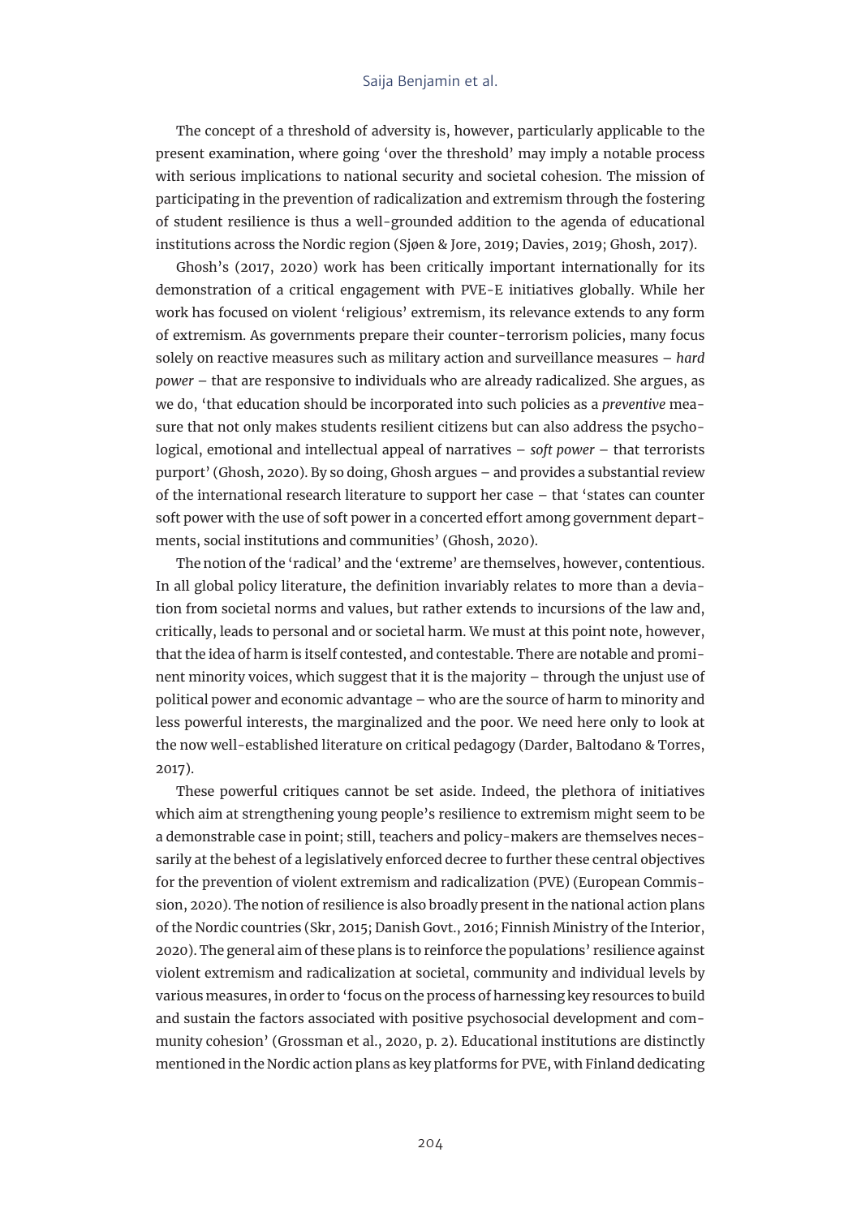The concept of a threshold of adversity is, however, particularly applicable to the present examination, where going 'over the threshold' may imply a notable process with serious implications to national security and societal cohesion. The mission of participating in the prevention of radicalization and extremism through the fostering of student resilience is thus a well-grounded addition to the agenda of educational institutions across the Nordic region (Sjøen & Jore, 2019; Davies, 2019; Ghosh, 2017).

Ghosh's (2017, 2020) work has been critically important internationally for its demonstration of a critical engagement with PVE-E initiatives globally. While her work has focused on violent 'religious' extremism, its relevance extends to any form of extremism. As governments prepare their counter-terrorism policies, many focus solely on reactive measures such as military action and surveillance measures – *hard power* – that are responsive to individuals who are already radicalized. She argues, as we do, 'that education should be incorporated into such policies as a *preventive* measure that not only makes students resilient citizens but can also address the psychological, emotional and intellectual appeal of narratives – *soft power* – that terrorists purport' (Ghosh, 2020). By so doing, Ghosh argues – and provides a substantial review of the international research literature to support her case – that 'states can counter soft power with the use of soft power in a concerted effort among government departments, social institutions and communities' (Ghosh, 2020).

The notion of the 'radical' and the 'extreme' are themselves, however, contentious. In all global policy literature, the definition invariably relates to more than a deviation from societal norms and values, but rather extends to incursions of the law and, critically, leads to personal and or societal harm. We must at this point note, however, that the idea of harm is itself contested, and contestable. There are notable and prominent minority voices, which suggest that it is the majority – through the unjust use of political power and economic advantage – who are the source of harm to minority and less powerful interests, the marginalized and the poor. We need here only to look at the now well-established literature on critical pedagogy (Darder, Baltodano & Torres, 2017).

These powerful critiques cannot be set aside. Indeed, the plethora of initiatives which aim at strengthening young people's resilience to extremism might seem to be a demonstrable case in point; still, teachers and policy-makers are themselves necessarily at the behest of a legislatively enforced decree to further these central objectives for the prevention of violent extremism and radicalization (PVE) (European Commission, 2020). The notion of resilience is also broadly present in the national action plans of the Nordic countries (Skr, 2015; Danish Govt., 2016; Finnish Ministry of the Interior, 2020). The general aim of these plans is to reinforce the populations' resilience against violent extremism and radicalization at societal, community and individual levels by various measures, in order to 'focus on the process of harnessing key resources to build and sustain the factors associated with positive psychosocial development and community cohesion' (Grossman et al., 2020, p. 2). Educational institutions are distinctly mentioned in the Nordic action plans as key platforms for PVE, with Finland dedicating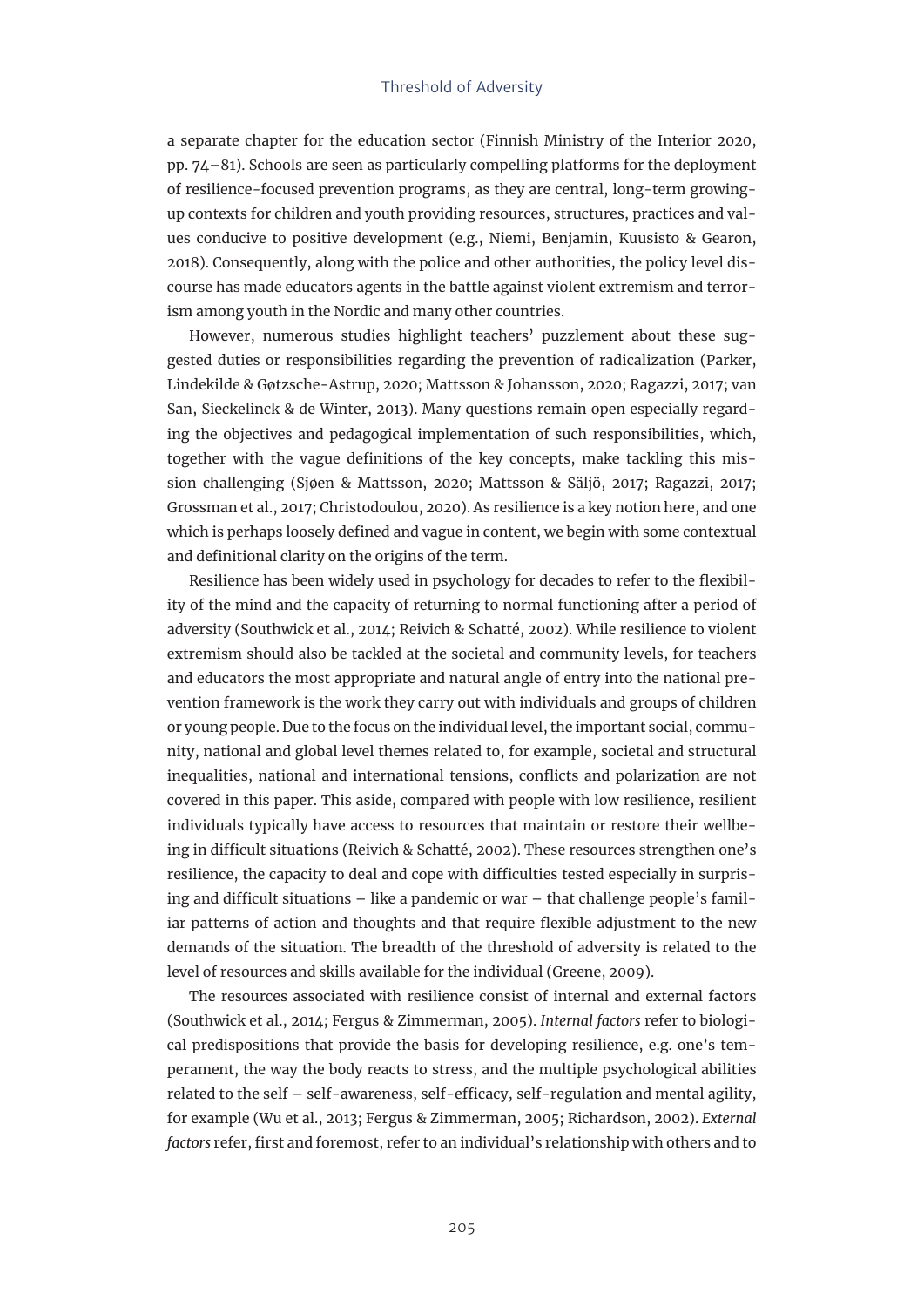a separate chapter for the education sector (Finnish Ministry of the Interior 2020, pp. 74–81). Schools are seen as particularly compelling platforms for the deployment of resilience-focused prevention programs, as they are central, long-term growing-up contexts for children and youth providing resources, structures, practices and values conducive to positive development (e.g., Niemi, Benjamin, Kuusisto & Gearon, 2018). Consequently, along with the police and other authorities, the policy level discourse has made educators agents in the battle against violent extremism and terrorism among youth in the Nordic and many other countries.

However, numerous studies highlight teachers' puzzlement about these suggested duties or responsibilities regarding the prevention of radicalization (Parker, Lindekilde & Gøtzsche-Astrup, 2020; Mattsson & Johansson, 2020; Ragazzi, 2017; van San, Sieckelinck & de Winter, 2013). Many questions remain open especially regarding the objectives and pedagogical implementation of such responsibilities, which, together with the vague definitions of the key concepts, make tackling this mission challenging (Sjøen & Mattsson, 2020; Mattsson & Säljö, 2017; Ragazzi, 2017; Grossman et al., 2017; Christodoulou, 2020). As resilience is a key notion here, and one which is perhaps loosely defined and vague in content, we begin with some contextual and definitional clarity on the origins of the term.

Resilience has been widely used in psychology for decades to refer to the flexibility of the mind and the capacity of returning to normal functioning after a period of adversity (Southwick et al., 2014; Reivich & Schatté, 2002). While resilience to violent extremism should also be tackled at the societal and community levels, for teachers and educators the most appropriate and natural angle of entry into the national prevention framework is the work they carry out with individuals and groups of children or young people. Due to the focus on the individual level, the important social, community, national and global level themes related to, for example, societal and structural inequalities, national and international tensions, conflicts and polarization are not covered in this paper. This aside, compared with people with low resilience, resilient individuals typically have access to resources that maintain or restore their wellbeing in difficult situations (Reivich & Schatté, 2002). These resources strengthen one's resilience, the capacity to deal and cope with difficulties tested especially in surprising and difficult situations – like a pandemic or war – that challenge people's familiar patterns of action and thoughts and that require flexible adjustment to the new demands of the situation. The breadth of the threshold of adversity is related to the level of resources and skills available for the individual (Greene, 2009).

The resources associated with resilience consist of internal and external factors (Southwick et al., 2014; Fergus & Zimmerman, 2005). *Internal factors* refer to biological predispositions that provide the basis for developing resilience, e.g. one's temperament, the way the body reacts to stress, and the multiple psychological abilities related to the self – self-awareness, self-efficacy, self-regulation and mental agility, for example (Wu et al., 2013; Fergus & Zimmerman, 2005; Richardson, 2002). *External factors* refer, first and foremost, refer to an individual's relationship with others and to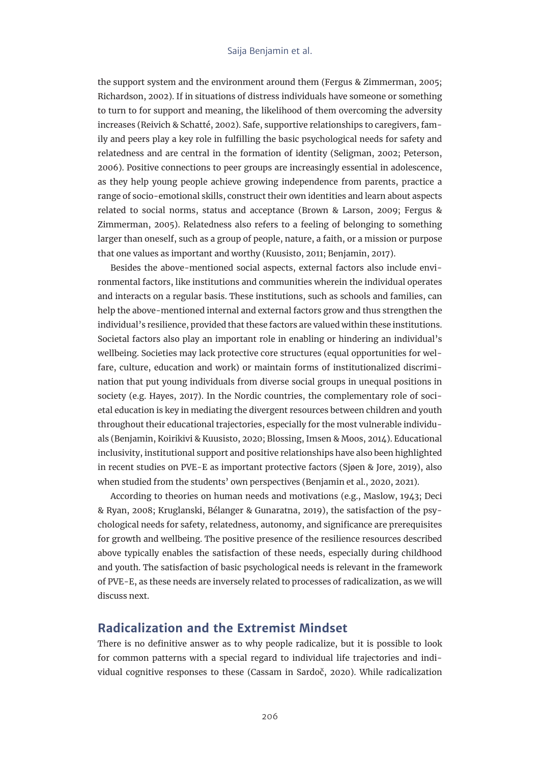the support system and the environment around them (Fergus & Zimmerman, 2005; Richardson, 2002). If in situations of distress individuals have someone or something to turn to for support and meaning, the likelihood of them overcoming the adversity increases (Reivich & Schatté, 2002). Safe, supportive relationships to caregivers, family and peers play a key role in fulfilling the basic psychological needs for safety and relatedness and are central in the formation of identity (Seligman, 2002; Peterson, 2006). Positive connections to peer groups are increasingly essential in adolescence, as they help young people achieve growing independence from parents, practice a range of socio-emotional skills, construct their own identities and learn about aspects related to social norms, status and acceptance (Brown & Larson, 2009; Fergus & Zimmerman, 2005). Relatedness also refers to a feeling of belonging to something larger than oneself, such as a group of people, nature, a faith, or a mission or purpose that one values as important and worthy (Kuusisto, 2011; Benjamin, 2017).

Besides the above-mentioned social aspects, external factors also include environmental factors, like institutions and communities wherein the individual operates and interacts on a regular basis. These institutions, such as schools and families, can help the above-mentioned internal and external factors grow and thus strengthen the individual's resilience, provided that these factors are valued within these institutions. Societal factors also play an important role in enabling or hindering an individual's wellbeing. Societies may lack protective core structures (equal opportunities for welfare, culture, education and work) or maintain forms of institutionalized discrimination that put young individuals from diverse social groups in unequal positions in society (e.g. Hayes, 2017). In the Nordic countries, the complementary role of societal education is key in mediating the divergent resources between children and youth throughout their educational trajectories, especially for the most vulnerable individuals (Benjamin, Koirikivi & Kuusisto, 2020; Blossing, Imsen & Moos, 2014). Educational inclusivity, institutional support and positive relationships have also been highlighted in recent studies on PVE-E as important protective factors (Sjøen & Jore, 2019), also when studied from the students' own perspectives (Benjamin et al., 2020, 2021).

According to theories on human needs and motivations (e.g., Maslow, 1943; Deci & Ryan, 2008; Kruglanski, Bélanger & Gunaratna, 2019), the satisfaction of the psychological needs for safety, relatedness, autonomy, and significance are prerequisites for growth and wellbeing. The positive presence of the resilience resources described above typically enables the satisfaction of these needs, especially during childhood and youth. The satisfaction of basic psychological needs is relevant in the framework of PVE-E, as these needs are inversely related to processes of radicalization, as we will discuss next.

## Radicalization and the Extremist Mindset

There is no definitive answer as to why people radicalize, but it is possible to look for common patterns with a special regard to individual life trajectories and individual cognitive responses to these (Cassam in Sardoč, 2020). While radicalization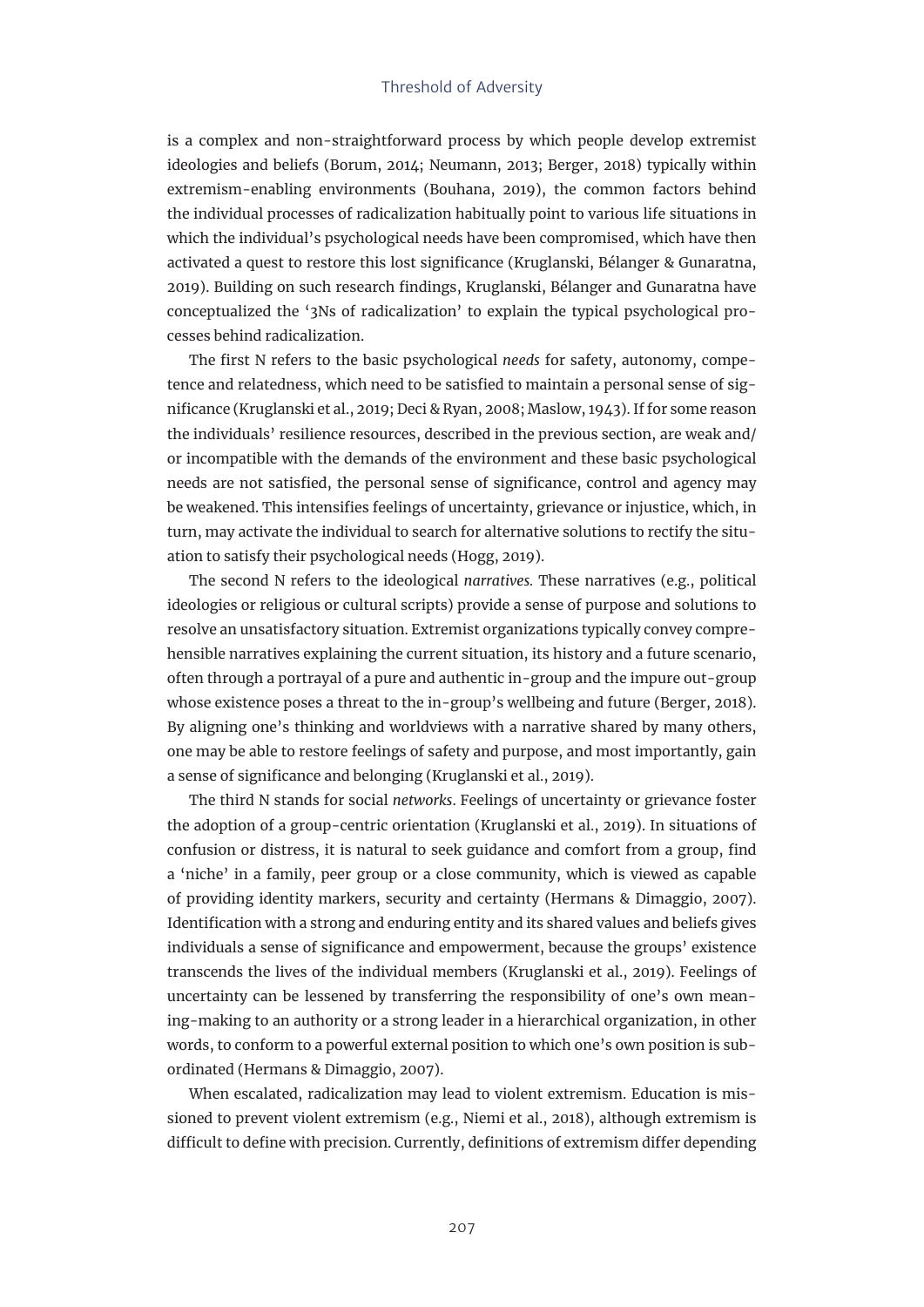is a complex and non-straightforward process by which people develop extremist ideologies and beliefs (Borum, 2014; Neumann, 2013; Berger, 2018) typically within extremism-enabling environments (Bouhana, 2019), the common factors behind the individual processes of radicalization habitually point to various life situations in which the individual's psychological needs have been compromised, which have then activated a quest to restore this lost significance (Kruglanski, Bélanger & Gunaratna, 2019). Building on such research findings, Kruglanski, Bélanger and Gunaratna have conceptualized the '3Ns of radicalization' to explain the typical psychological processes behind radicalization.

The first N refers to the basic psychological *needs* for safety, autonomy, competence and relatedness, which need to be satisfied to maintain a personal sense of significance (Kruglanski et al., 2019; Deci & Ryan, 2008; Maslow, 1943). If for some reason the individuals' resilience resources, described in the previous section, are weak and/or incompatible with the demands of the environment and these basic psychological needs are not satisfied, the personal sense of significance, control and agency may be weakened. This intensifies feelings of uncertainty, grievance or injustice, which, in turn, may activate the individual to search for alternative solutions to rectify the situation to satisfy their psychological needs (Hogg, 2019).

The second N refers to the ideological *narratives.* These narratives (e.g., political ideologies or religious or cultural scripts) provide a sense of purpose and solutions to resolve an unsatisfactory situation. Extremist organizations typically convey comprehensible narratives explaining the current situation, its history and a future scenario, often through a portrayal of a pure and authentic in-group and the impure out-group whose existence poses a threat to the in-group's wellbeing and future (Berger, 2018). By aligning one's thinking and worldviews with a narrative shared by many others, one may be able to restore feelings of safety and purpose, and most importantly, gain a sense of significance and belonging (Kruglanski et al., 2019).

The third N stands for social *networks*. Feelings of uncertainty or grievance foster the adoption of a group-centric orientation (Kruglanski et al., 2019). In situations of confusion or distress, it is natural to seek guidance and comfort from a group, find a 'niche' in a family, peer group or a close community, which is viewed as capable of providing identity markers, security and certainty (Hermans & Dimaggio, 2007). Identification with a strong and enduring entity and its shared values and beliefs gives individuals a sense of significance and empowerment, because the groups' existence transcends the lives of the individual members (Kruglanski et al., 2019). Feelings of uncertainty can be lessened by transferring the responsibility of one's own meaning-making to an authority or a strong leader in a hierarchical organization, in other words, to conform to a powerful external position to which one's own position is subordinated (Hermans & Dimaggio, 2007).

When escalated, radicalization may lead to violent extremism. Education is missioned to prevent violent extremism (e.g., Niemi et al., 2018), although extremism is difficult to define with precision. Currently, definitions of extremism differ depending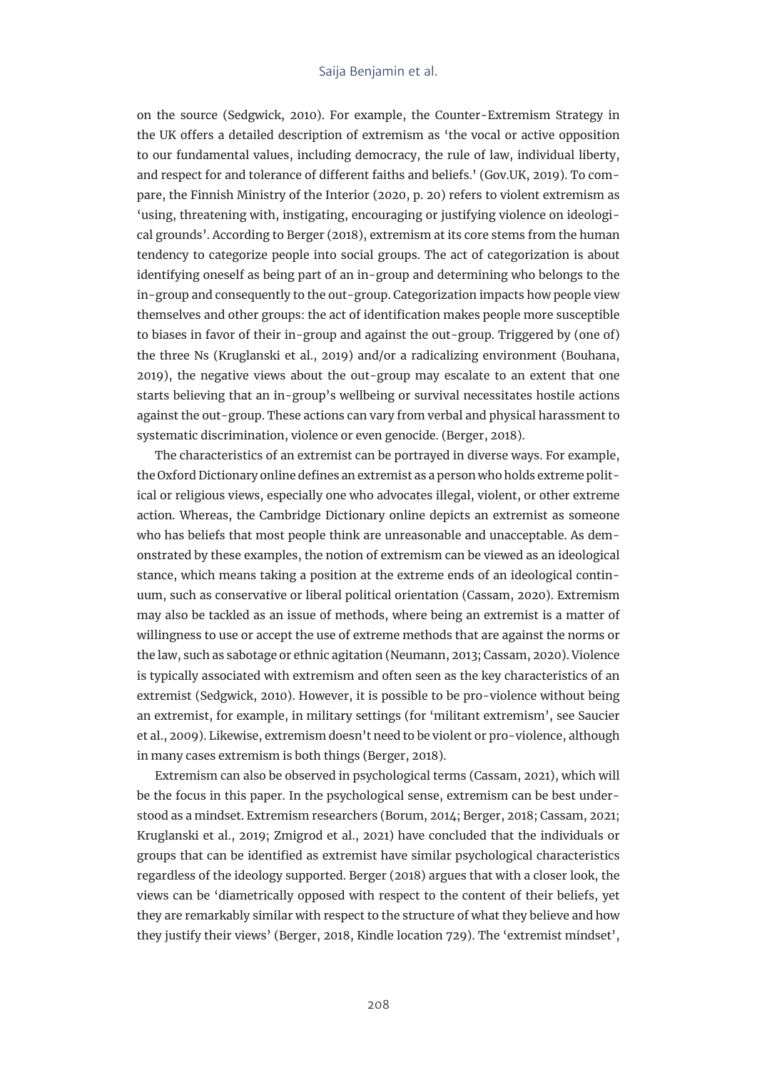on the source (Sedgwick, 2010). For example, the Counter-Extremism Strategy in the UK offers a detailed description of extremism as 'the vocal or active opposition to our fundamental values, including democracy, the rule of law, individual liberty, and respect for and tolerance of different faiths and beliefs.' (Gov.UK, 2019). To compare, the Finnish Ministry of the Interior (2020, p. 20) refers to violent extremism as 'using, threatening with, instigating, encouraging or justifying violence on ideological grounds'. According to Berger (2018), extremism at its core stems from the human tendency to categorize people into social groups. The act of categorization is about identifying oneself as being part of an in-group and determining who belongs to the in-group and consequently to the out-group. Categorization impacts how people view themselves and other groups: the act of identification makes people more susceptible to biases in favor of their in-group and against the out-group. Triggered by (one of) the three Ns (Kruglanski et al., 2019) and/or a radicalizing environment (Bouhana, 2019), the negative views about the out-group may escalate to an extent that one starts believing that an in-group's wellbeing or survival necessitates hostile actions against the out-group. These actions can vary from verbal and physical harassment to systematic discrimination, violence or even genocide. (Berger, 2018).

The characteristics of an extremist can be portrayed in diverse ways. For example, the Oxford Dictionary online defines an extremist as a person who holds extreme political or religious views, especially one who advocates illegal, violent, or other extreme action. Whereas, the Cambridge Dictionary online depicts an extremist as someone who has beliefs that most people think are unreasonable and unacceptable. As demonstrated by these examples, the notion of extremism can be viewed as an ideological stance, which means taking a position at the extreme ends of an ideological continuum, such as conservative or liberal political orientation (Cassam, 2020). Extremism may also be tackled as an issue of methods, where being an extremist is a matter of willingness to use or accept the use of extreme methods that are against the norms or the law, such as sabotage or ethnic agitation (Neumann, 2013; Cassam, 2020). Violence is typically associated with extremism and often seen as the key characteristics of an extremist (Sedgwick, 2010). However, it is possible to be pro-violence without being an extremist, for example, in military settings (for 'militant extremism', see Saucier et al., 2009). Likewise, extremism doesn't need to be violent or pro-violence, although in many cases extremism is both things (Berger, 2018).

Extremism can also be observed in psychological terms (Cassam, 2021), which will be the focus in this paper. In the psychological sense, extremism can be best understood as a mindset. Extremism researchers (Borum, 2014; Berger, 2018; Cassam, 2021; Kruglanski et al., 2019; Zmigrod et al., 2021) have concluded that the individuals or groups that can be identified as extremist have similar psychological characteristics regardless of the ideology supported. Berger (2018) argues that with a closer look, the views can be 'diametrically opposed with respect to the content of their beliefs, yet they are remarkably similar with respect to the structure of what they believe and how they justify their views' (Berger, 2018, Kindle location 729). The 'extremist mindset',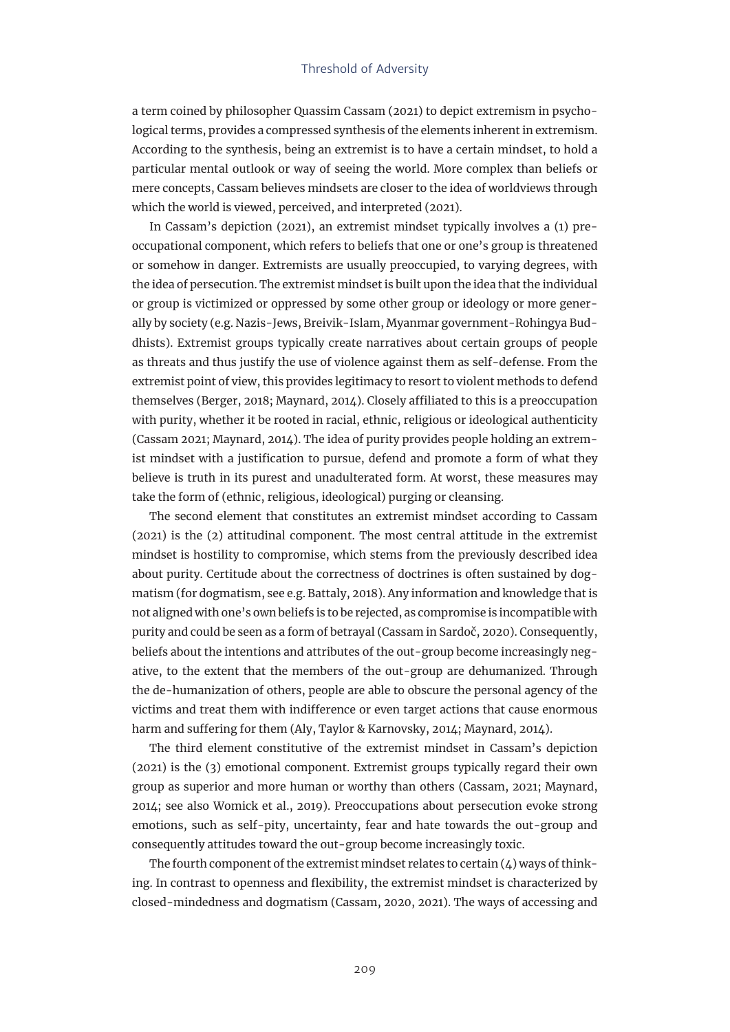a term coined by philosopher Quassim Cassam (2021) to depict extremism in psychological terms, provides a compressed synthesis of the elements inherent in extremism. According to the synthesis, being an extremist is to have a certain mindset, to hold a particular mental outlook or way of seeing the world. More complex than beliefs or mere concepts, Cassam believes mindsets are closer to the idea of worldviews through which the world is viewed, perceived, and interpreted (2021).

In Cassam's depiction (2021), an extremist mindset typically involves a (1) preoccupational component, which refers to beliefs that one or one's group is threatened or somehow in danger. Extremists are usually preoccupied, to varying degrees, with the idea of persecution. The extremist mindset is built upon the idea that the individual or group is victimized or oppressed by some other group or ideology or more generally by society (e.g. Nazis-Jews, Breivik-Islam, Myanmar government-Rohingya Buddhists). Extremist groups typically create narratives about certain groups of people as threats and thus justify the use of violence against them as self-defense. From the extremist point of view, this provides legitimacy to resort to violent methods to defend themselves (Berger, 2018; Maynard, 2014). Closely affiliated to this is a preoccupation with purity, whether it be rooted in racial, ethnic, religious or ideological authenticity (Cassam 2021; Maynard, 2014). The idea of purity provides people holding an extremist mindset with a justification to pursue, defend and promote a form of what they believe is truth in its purest and unadulterated form. At worst, these measures may take the form of (ethnic, religious, ideological) purging or cleansing.

The second element that constitutes an extremist mindset according to Cassam (2021) is the (2) attitudinal component. The most central attitude in the extremist mindset is hostility to compromise, which stems from the previously described idea about purity. Certitude about the correctness of doctrines is often sustained by dogmatism (for dogmatism, see e.g. Battaly, 2018). Any information and knowledge that is not aligned with one's own beliefs is to be rejected, as compromise is incompatible with purity and could be seen as a form of betrayal (Cassam in Sardoč, 2020). Consequently, beliefs about the intentions and attributes of the out-group become increasingly negative, to the extent that the members of the out-group are dehumanized. Through the de-humanization of others, people are able to obscure the personal agency of the victims and treat them with indifference or even target actions that cause enormous harm and suffering for them (Aly, Taylor & Karnovsky, 2014; Maynard, 2014).

The third element constitutive of the extremist mindset in Cassam's depiction (2021) is the (3) emotional component. Extremist groups typically regard their own group as superior and more human or worthy than others (Cassam, 2021; Maynard, 2014; see also Womick et al., 2019). Preoccupations about persecution evoke strong emotions, such as self-pity, uncertainty, fear and hate towards the out-group and consequently attitudes toward the out-group become increasingly toxic.

The fourth component of the extremist mindset relates to certain (4) ways of thinking. In contrast to openness and flexibility, the extremist mindset is characterized by closed-mindedness and dogmatism (Cassam, 2020, 2021). The ways of accessing and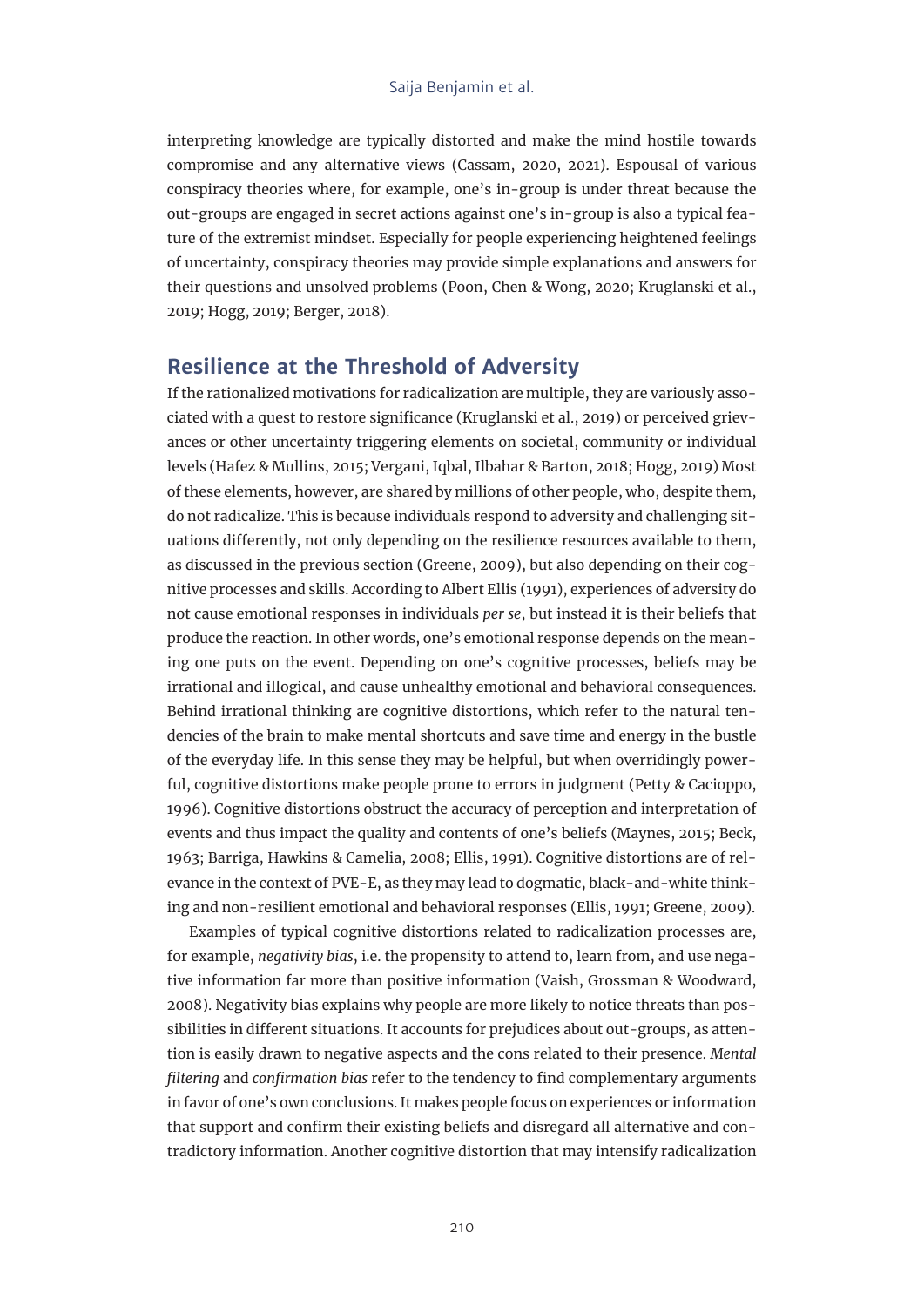interpreting knowledge are typically distorted and make the mind hostile towards compromise and any alternative views (Cassam, 2020, 2021). Espousal of various conspiracy theories where, for example, one's in-group is under threat because the out-groups are engaged in secret actions against one's in-group is also a typical feature of the extremist mindset. Especially for people experiencing heightened feelings of uncertainty, conspiracy theories may provide simple explanations and answers for their questions and unsolved problems (Poon, Chen & Wong, 2020; Kruglanski et al., 2019; Hogg, 2019; Berger, 2018).

## Resilience at the Threshold of Adversity

If the rationalized motivations for radicalization are multiple, they are variously associated with a quest to restore significance (Kruglanski et al., 2019) or perceived grievances or other uncertainty triggering elements on societal, community or individual levels (Hafez & Mullins, 2015; Vergani, Iqbal, Ilbahar & Barton, 2018; Hogg, 2019) Most of these elements, however, are shared by millions of other people, who, despite them, do not radicalize. This is because individuals respond to adversity and challenging situations differently, not only depending on the resilience resources available to them, as discussed in the previous section (Greene, 2009), but also depending on their cognitive processes and skills. According to Albert Ellis (1991), experiences of adversity do not cause emotional responses in individuals *per se*, but instead it is their beliefs that produce the reaction. In other words, one's emotional response depends on the meaning one puts on the event. Depending on one's cognitive processes, beliefs may be irrational and illogical, and cause unhealthy emotional and behavioral consequences. Behind irrational thinking are cognitive distortions, which refer to the natural tendencies of the brain to make mental shortcuts and save time and energy in the bustle of the everyday life. In this sense they may be helpful, but when overridingly powerful, cognitive distortions make people prone to errors in judgment (Petty & Cacioppo, 1996). Cognitive distortions obstruct the accuracy of perception and interpretation of events and thus impact the quality and contents of one's beliefs (Maynes, 2015; Beck, 1963; Barriga, Hawkins & Camelia, 2008; Ellis, 1991). Cognitive distortions are of relevance in the context of PVE-E, as they may lead to dogmatic, black-and-white thinking and non-resilient emotional and behavioral responses (Ellis, 1991; Greene, 2009).

Examples of typical cognitive distortions related to radicalization processes are, for example, *negativity bias*, i.e. the propensity to attend to, learn from, and use negative information far more than positive information (Vaish, Grossman & Woodward, 2008). Negativity bias explains why people are more likely to notice threats than possibilities in different situations. It accounts for prejudices about out-groups, as attention is easily drawn to negative aspects and the cons related to their presence. *Mental filtering* and *confirmation bias* refer to the tendency to find complementary arguments in favor of one's own conclusions. It makes people focus on experiences or information that support and confirm their existing beliefs and disregard all alternative and contradictory information. Another cognitive distortion that may intensify radicalization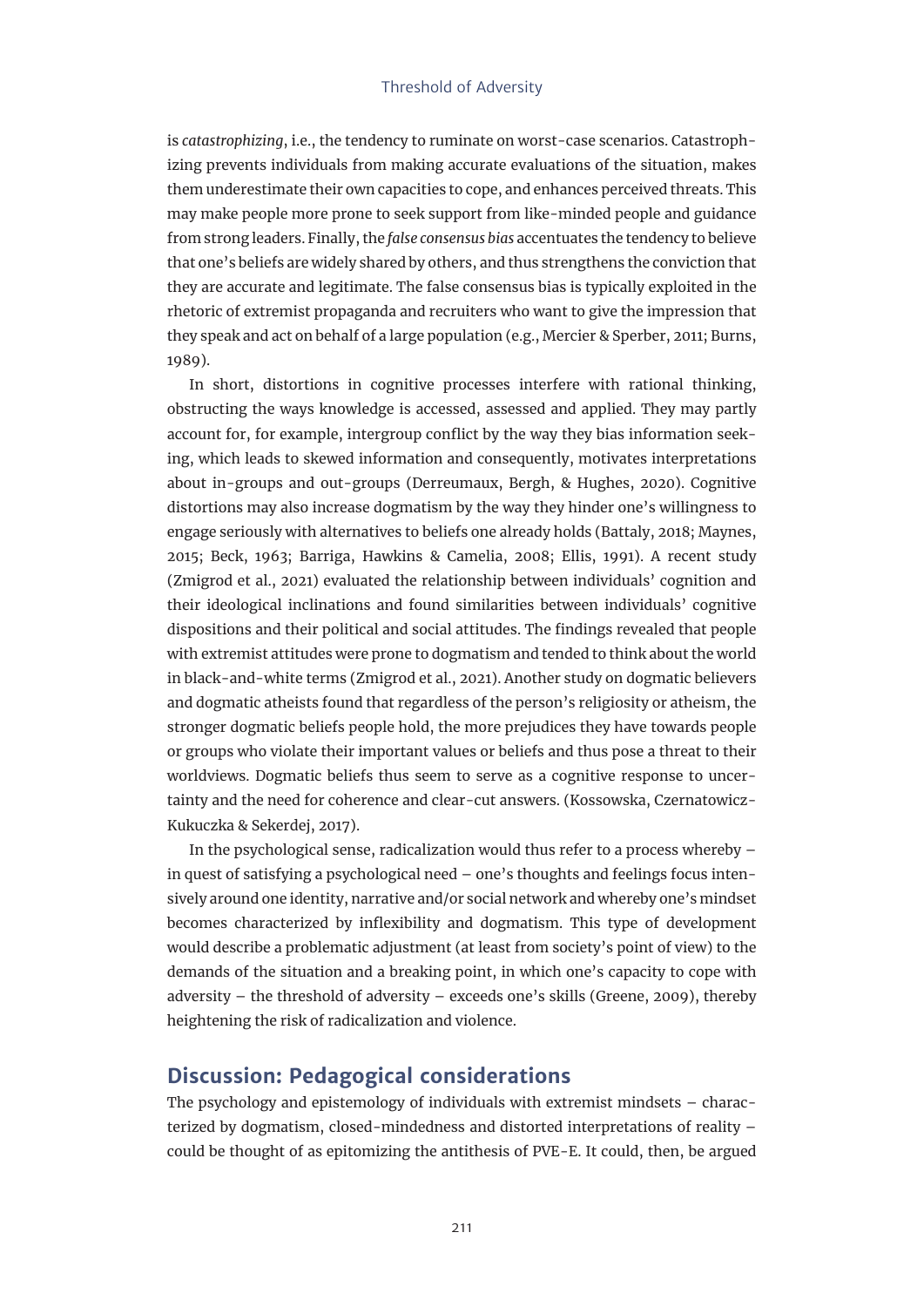is *catastrophizing*, i.e., the tendency to ruminate on worst-case scenarios. Catastrophizing prevents individuals from making accurate evaluations of the situation, makes them underestimate their own capacities to cope, and enhances perceived threats. This may make people more prone to seek support from like-minded people and guidance from strong leaders. Finally, the *false consensus bias* accentuates the tendency to believe that one's beliefs are widely shared by others, and thus strengthens the conviction that they are accurate and legitimate. The false consensus bias is typically exploited in the rhetoric of extremist propaganda and recruiters who want to give the impression that they speak and act on behalf of a large population (e.g., Mercier & Sperber, 2011; Burns, 1989).

In short, distortions in cognitive processes interfere with rational thinking, obstructing the ways knowledge is accessed, assessed and applied. They may partly account for, for example, intergroup conflict by the way they bias information seeking, which leads to skewed information and consequently, motivates interpretations about in-groups and out-groups (Derreumaux, Bergh, & Hughes, 2020). Cognitive distortions may also increase dogmatism by the way they hinder one's willingness to engage seriously with alternatives to beliefs one already holds (Battaly, 2018; Maynes, 2015; Beck, 1963; Barriga, Hawkins & Camelia, 2008; Ellis, 1991). A recent study (Zmigrod et al., 2021) evaluated the relationship between individuals' cognition and their ideological inclinations and found similarities between individuals' cognitive dispositions and their political and social attitudes. The findings revealed that people with extremist attitudes were prone to dogmatism and tended to think about the world in black-and-white terms (Zmigrod et al., 2021). Another study on dogmatic believers and dogmatic atheists found that regardless of the person's religiosity or atheism, the stronger dogmatic beliefs people hold, the more prejudices they have towards people or groups who violate their important values or beliefs and thus pose a threat to their worldviews. Dogmatic beliefs thus seem to serve as a cognitive response to uncertainty and the need for coherence and clear-cut answers. (Kossowska, Czernatowicz-Kukuczka & Sekerdej, 2017).

In the psychological sense, radicalization would thus refer to a process whereby – in quest of satisfying a psychological need – one's thoughts and feelings focus intensively around one identity, narrative and/or social network and whereby one's mindset becomes characterized by inflexibility and dogmatism. This type of development would describe a problematic adjustment (at least from society's point of view) to the demands of the situation and a breaking point, in which one's capacity to cope with adversity – the threshold of adversity – exceeds one's skills (Greene, 2009), thereby heightening the risk of radicalization and violence.

## Discussion: Pedagogical considerations

The psychology and epistemology of individuals with extremist mindsets – characterized by dogmatism, closed-mindedness and distorted interpretations of reality – could be thought of as epitomizing the antithesis of PVE-E. It could, then, be argued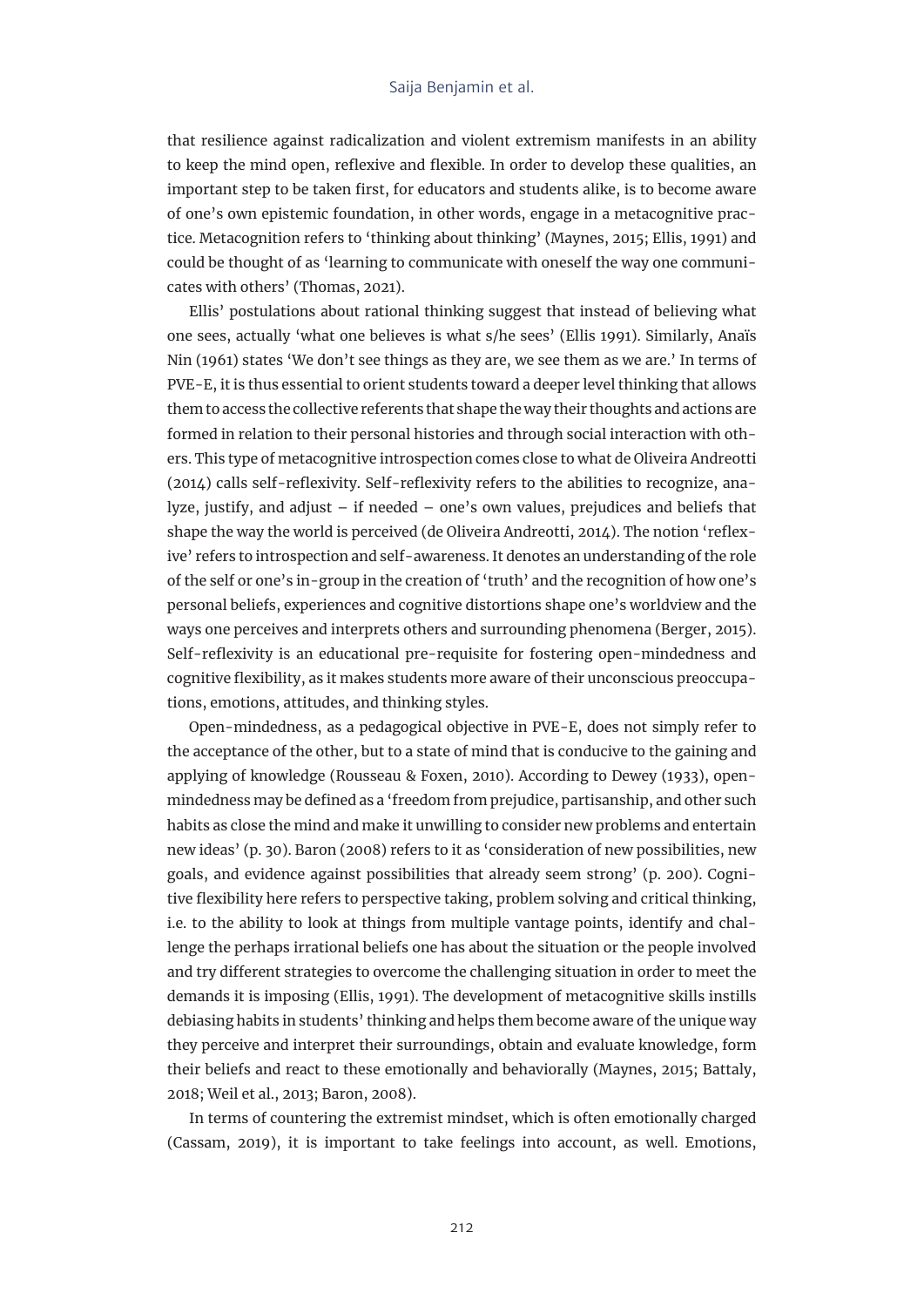that resilience against radicalization and violent extremism manifests in an ability to keep the mind open, reflexive and flexible. In order to develop these qualities, an important step to be taken first, for educators and students alike, is to become aware of one's own epistemic foundation, in other words, engage in a metacognitive practice. Metacognition refers to 'thinking about thinking' (Maynes, 2015; Ellis, 1991) and could be thought of as 'learning to communicate with oneself the way one communicates with others' (Thomas, 2021).

Ellis' postulations about rational thinking suggest that instead of believing what one sees, actually 'what one believes is what s/he sees' (Ellis 1991). Similarly, Anaïs Nin (1961) states 'We don't see things as they are, we see them as we are.' In terms of PVE-E, it is thus essential to orient students toward a deeper level thinking that allows them to access the collective referents that shape the way their thoughts and actions are formed in relation to their personal histories and through social interaction with others. This type of metacognitive introspection comes close to what de Oliveira Andreotti (2014) calls self-reflexivity. Self-reflexivity refers to the abilities to recognize, analyze, justify, and adjust – if needed – one's own values, prejudices and beliefs that shape the way the world is perceived (de Oliveira Andreotti, 2014). The notion 'reflexive' refers to introspection and self-awareness. It denotes an understanding of the role of the self or one's in-group in the creation of 'truth' and the recognition of how one's personal beliefs, experiences and cognitive distortions shape one's worldview and the ways one perceives and interprets others and surrounding phenomena (Berger, 2015). Self-reflexivity is an educational pre-requisite for fostering open-mindedness and cognitive flexibility, as it makes students more aware of their unconscious preoccupations, emotions, attitudes, and thinking styles.

Open-mindedness, as a pedagogical objective in PVE-E, does not simply refer to the acceptance of the other, but to a state of mind that is conducive to the gaining and applying of knowledge (Rousseau & Foxen, 2010). According to Dewey (1933), open-mindedness may be defined as a 'freedom from prejudice, partisanship, and other such habits as close the mind and make it unwilling to consider new problems and entertain new ideas' (p. 30). Baron (2008) refers to it as 'consideration of new possibilities, new goals, and evidence against possibilities that already seem strong' (p. 200). Cognitive flexibility here refers to perspective taking, problem solving and critical thinking, i.e. to the ability to look at things from multiple vantage points, identify and challenge the perhaps irrational beliefs one has about the situation or the people involved and try different strategies to overcome the challenging situation in order to meet the demands it is imposing (Ellis, 1991). The development of metacognitive skills instills debiasing habits in students' thinking and helps them become aware of the unique way they perceive and interpret their surroundings, obtain and evaluate knowledge, form their beliefs and react to these emotionally and behaviorally (Maynes, 2015; Battaly, 2018; Weil et al., 2013; Baron, 2008).

In terms of countering the extremist mindset, which is often emotionally charged (Cassam, 2019), it is important to take feelings into account, as well. Emotions,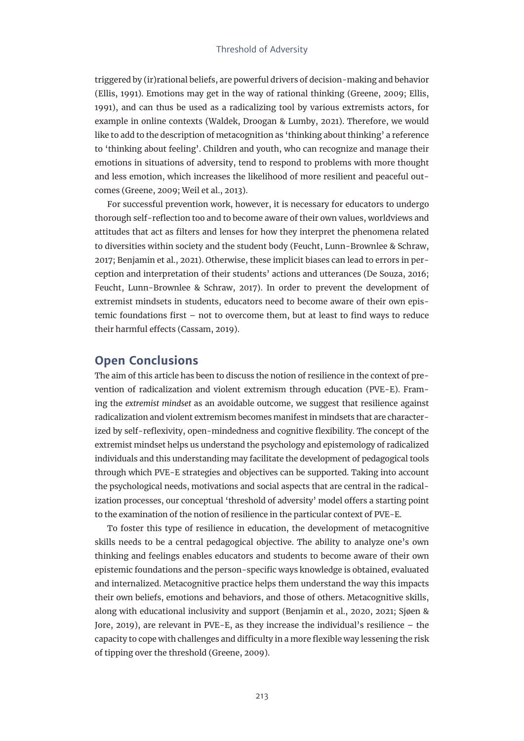triggered by (ir)rational beliefs, are powerful drivers of decision-making and behavior (Ellis, 1991). Emotions may get in the way of rational thinking (Greene, 2009; Ellis, 1991), and can thus be used as a radicalizing tool by various extremists actors, for example in online contexts (Waldek, Droogan & Lumby, 2021). Therefore, we would like to add to the description of metacognition as 'thinking about thinking' a reference to 'thinking about feeling'. Children and youth, who can recognize and manage their emotions in situations of adversity, tend to respond to problems with more thought and less emotion, which increases the likelihood of more resilient and peaceful outcomes (Greene, 2009; Weil et al., 2013).

For successful prevention work, however, it is necessary for educators to undergo thorough self-reflection too and to become aware of their own values, worldviews and attitudes that act as filters and lenses for how they interpret the phenomena related to diversities within society and the student body (Feucht, Lunn-Brownlee & Schraw, 2017; Benjamin et al., 2021). Otherwise, these implicit biases can lead to errors in perception and interpretation of their students' actions and utterances (De Souza, 2016; Feucht, Lunn-Brownlee & Schraw, 2017). In order to prevent the development of extremist mindsets in students, educators need to become aware of their own epistemic foundations first – not to overcome them, but at least to find ways to reduce their harmful effects (Cassam, 2019).

## Open Conclusions

The aim of this article has been to discuss the notion of resilience in the context of prevention of radicalization and violent extremism through education (PVE-E). Framing the *extremist mindset* as an avoidable outcome, we suggest that resilience against radicalization and violent extremism becomes manifest in mindsets that are characterized by self-reflexivity, open-mindedness and cognitive flexibility. The concept of the extremist mindset helps us understand the psychology and epistemology of radicalized individuals and this understanding may facilitate the development of pedagogical tools through which PVE-E strategies and objectives can be supported. Taking into account the psychological needs, motivations and social aspects that are central in the radicalization processes, our conceptual 'threshold of adversity' model offers a starting point to the examination of the notion of resilience in the particular context of PVE-E.

To foster this type of resilience in education, the development of metacognitive skills needs to be a central pedagogical objective. The ability to analyze one's own thinking and feelings enables educators and students to become aware of their own epistemic foundations and the person-specific ways knowledge is obtained, evaluated and internalized. Metacognitive practice helps them understand the way this impacts their own beliefs, emotions and behaviors, and those of others. Metacognitive skills, along with educational inclusivity and support (Benjamin et al., 2020, 2021; Sjøen & Jore, 2019), are relevant in PVE-E, as they increase the individual's resilience – the capacity to cope with challenges and difficulty in a more flexible way lessening the risk of tipping over the threshold (Greene, 2009).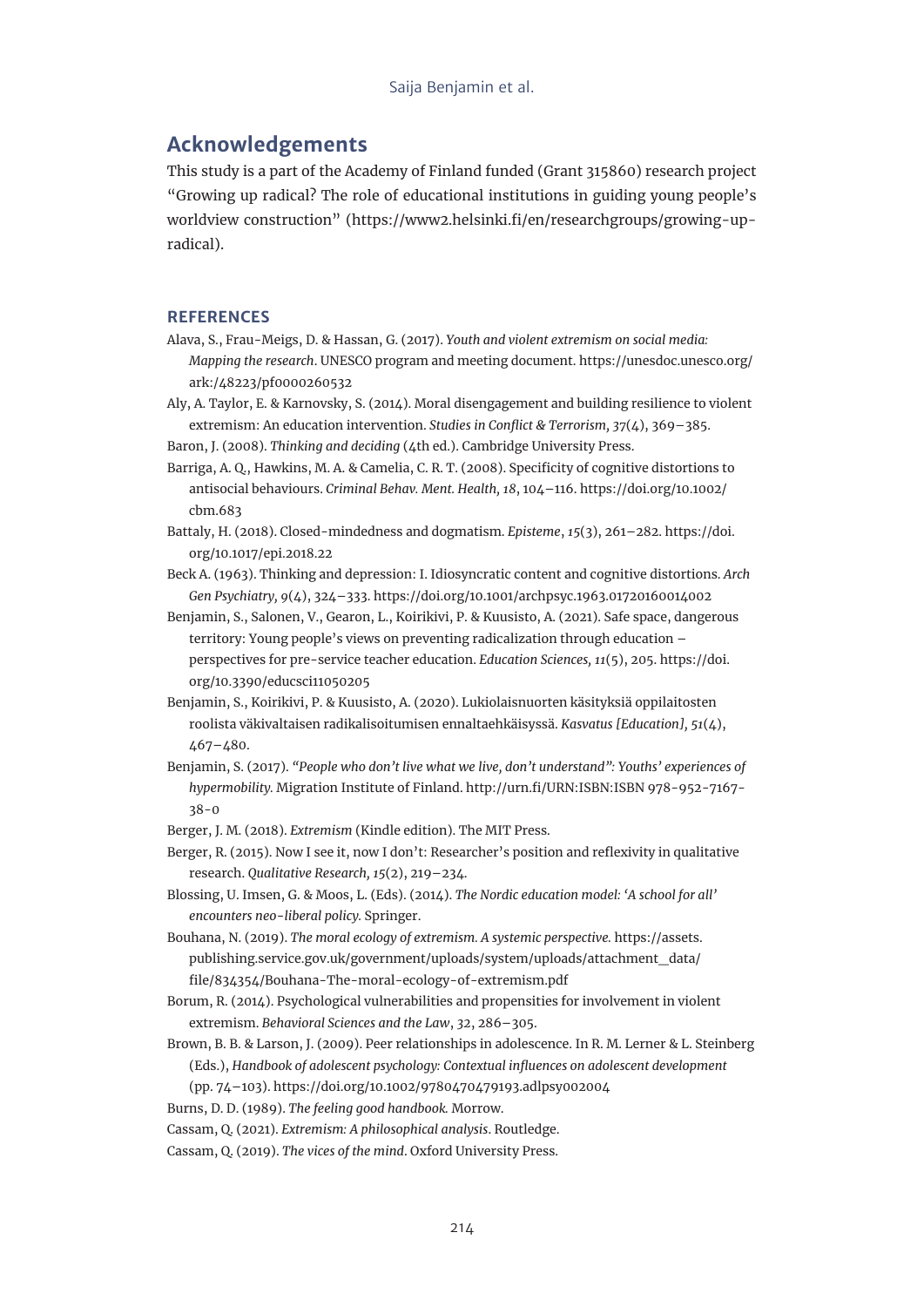## Acknowledgements

This study is a part of the Academy of Finland funded (Grant 315860) research project "Growing up radical? The role of educational institutions in guiding young people's worldview construction" (https://www2.helsinki.fi/en/researchgroups/growing-up-radical).

### REFERENCES

Alava, S., Frau-Meigs, D. & Hassan, G. (2017). *Youth and violent extremism on social media: Mapping the research*. UNESCO program and meeting document. https://unesdoc.unesco.org/ark:/48223/pf0000260532

Aly, A. Taylor, E. & Karnovsky, S. (2014). Moral disengagement and building resilience to violent extremism: An education intervention. *Studies in Conflict & Terrorism, 37*(4), 369–385.

Baron, J. (2008). *Thinking and deciding* (4th ed.). Cambridge University Press.

Barriga, A. Q., Hawkins, M. A. & Camelia, C. R. T. (2008). Specificity of cognitive distortions to antisocial behaviours. *Criminal Behav. Ment. Health, 18*, 104–116. https://doi.org/10.1002/cbm.683

Battaly, H. (2018). Closed-mindedness and dogmatism. *Episteme*, *15*(3), 261–282. https://doi.org/10.1017/epi.2018.22

Beck A. (1963). Thinking and depression: I. Idiosyncratic content and cognitive distortions. *Arch Gen Psychiatry, 9*(4), 324–333. https://doi.org/10.1001/archpsyc.1963.01720160014002

Benjamin, S., Salonen, V., Gearon, L., Koirikivi, P. & Kuusisto, A. (2021). Safe space, dangerous territory: Young people's views on preventing radicalization through education – perspectives for pre-service teacher education. *Education Sciences, 11*(5), 205. https://doi.org/10.3390/educsci11050205

Benjamin, S., Koirikivi, P. & Kuusisto, A. (2020). Lukiolaisnuorten käsityksiä oppilaitosten roolista väkivaltaisen radikalisoitumisen ennaltaehkäisyssä. *Kasvatus [Education], 51*(4), 467–480.

Benjamin, S. (2017). *"People who don't live what we live, don't understand": Youths' experiences of hypermobility.* Migration Institute of Finland. http://urn.fi/URN:ISBN:ISBN 978-952-7167-38-0

Berger, J. M. (2018). *Extremism* (Kindle edition). The MIT Press.

Berger, R. (2015). Now I see it, now I don't: Researcher's position and reflexivity in qualitative research. *Qualitative Research, 15*(2), 219–234.

Blossing, U. Imsen, G. & Moos, L. (Eds). (2014). *The Nordic education model: 'A school for all' encounters neo-liberal policy.* Springer.

Bouhana, N. (2019). *The moral ecology of extremism. A systemic perspective.* https://assets.publishing.service.gov.uk/government/uploads/system/uploads/attachment_data/file/834354/Bouhana-The-moral-ecology-of-extremism.pdf

Borum, R. (2014). Psychological vulnerabilities and propensities for involvement in violent extremism. *Behavioral Sciences and the Law*, *32*, 286–305.

Brown, B. B. & Larson, J. (2009). Peer relationships in adolescence. In R. M. Lerner & L. Steinberg (Eds.), *Handbook of adolescent psychology: Contextual influences on adolescent development* (pp. 74–103). https://doi.org/10.1002/9780470479193.adlpsy002004

Burns, D. D. (1989). *The feeling good handbook.* Morrow.

Cassam, Q. (2021). *Extremism: A philosophical analysis*. Routledge.

Cassam, Q. (2019). *The vices of the mind*. Oxford University Press.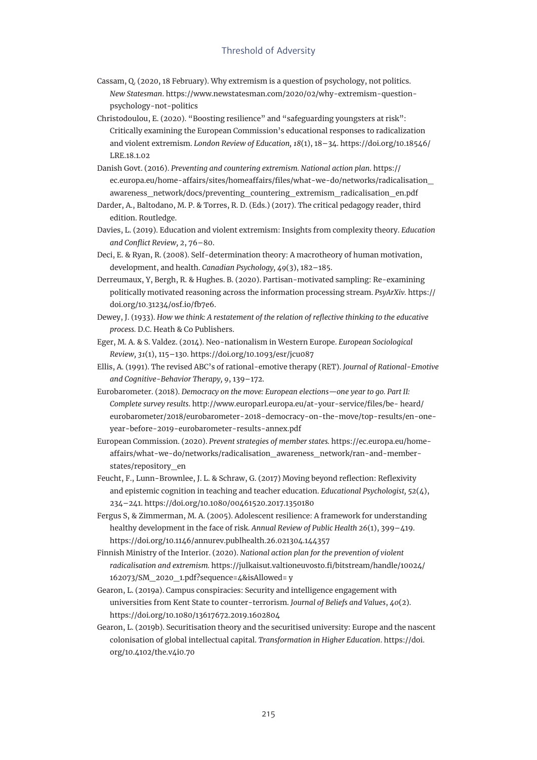Cassam, Q. (2020, 18 February). Why extremism is a question of psychology, not politics. *New Statesman*. https://www.newstatesman.com/2020/02/why-extremism-question-psychology-not-politics

Christodoulou, E. (2020). "Boosting resilience" and "safeguarding youngsters at risk": Critically examining the European Commission's educational responses to radicalization and violent extremism. *London Review of Education, 18*(1), 18–34. https://doi.org/10.18546/LRE.18.1.02

Danish Govt. (2016). *Preventing and countering extremism. National action plan*. https://ec.europa.eu/home-affairs/sites/homeaffairs/files/what-we-do/networks/radicalisation_awareness_network/docs/preventing_countering_extremism_radicalisation_en.pdf

Darder, A., Baltodano, M. P. & Torres, R. D. (Eds.) (2017). The critical pedagogy reader, third edition. Routledge.

Davies, L. (2019). Education and violent extremism: Insights from complexity theory. *Education and Conflict Review, 2*, 76–80.

Deci, E. & Ryan, R. (2008). Self-determination theory: A macrotheory of human motivation, development, and health. *Canadian Psychology, 49*(3), 182–185.

Derreumaux, Y, Bergh, R. & Hughes. B. (2020). Partisan-motivated sampling: Re-examining politically motivated reasoning across the information processing stream. *PsyArXiv.* https://doi.org/10.31234/osf.io/fb7e6.

Dewey, J. (1933). *How we think: A restatement of the relation of reflective thinking to the educative process.* D.C. Heath & Co Publishers.

Eger, M. A. & S. Valdez. (2014). Neo-nationalism in Western Europe. *European Sociological Review, 31*(1), 115–130. https://doi.org/10.1093/esr/jcu087

Ellis, A. (1991). The revised ABC's of rational-emotive therapy (RET). *Journal of Rational-Emotive and Cognitive-Behavior Therapy, 9*, 139–172.

Eurobarometer. (2018). *Democracy on the move: European elections—one year to go. Part II: Complete survey results*. http://www.europarl.europa.eu/at-your-service/files/be- heard/eurobarometer/2018/eurobarometer-2018-democracy-on-the-move/top-results/en-one-year-before-2019-eurobarometer-results-annex.pdf

European Commission. (2020). *Prevent strategies of member states.* https://ec.europa.eu/home-affairs/what-we-do/networks/radicalisation_awareness_network/ran-and-member-states/repository_en

Feucht, F., Lunn-Brownlee, J. L. & Schraw, G. (2017) Moving beyond reflection: Reflexivity and epistemic cognition in teaching and teacher education. *Educational Psychologist, 52*(4), 234–241. https://doi.org/10.1080/00461520.2017.1350180

Fergus S, & Zimmerman, M. A. (2005). Adolescent resilience: A framework for understanding healthy development in the face of risk. *Annual Review of Public Health 26*(1), 399–419. https://doi.org/10.1146/annurev.publhealth.26.021304.144357

Finnish Ministry of the Interior. (2020). *National action plan for the prevention of violent radicalisation and extremism.* https://julkaisut.valtioneuvosto.fi/bitstream/handle/10024/162073/SM_2020_1.pdf?sequence=4&isAllowed= y

Gearon, L. (2019a). Campus conspiracies: Security and intelligence engagement with universities from Kent State to counter-terrorism. *Journal of Beliefs and Values*, *40*(2). https://doi.org/10.1080/13617672.2019.1602804

Gearon, L. (2019b). Securitisation theory and the securitised university: Europe and the nascent colonisation of global intellectual capital. *Transformation in Higher Education*. https://doi.org/10.4102/the.v4i0.70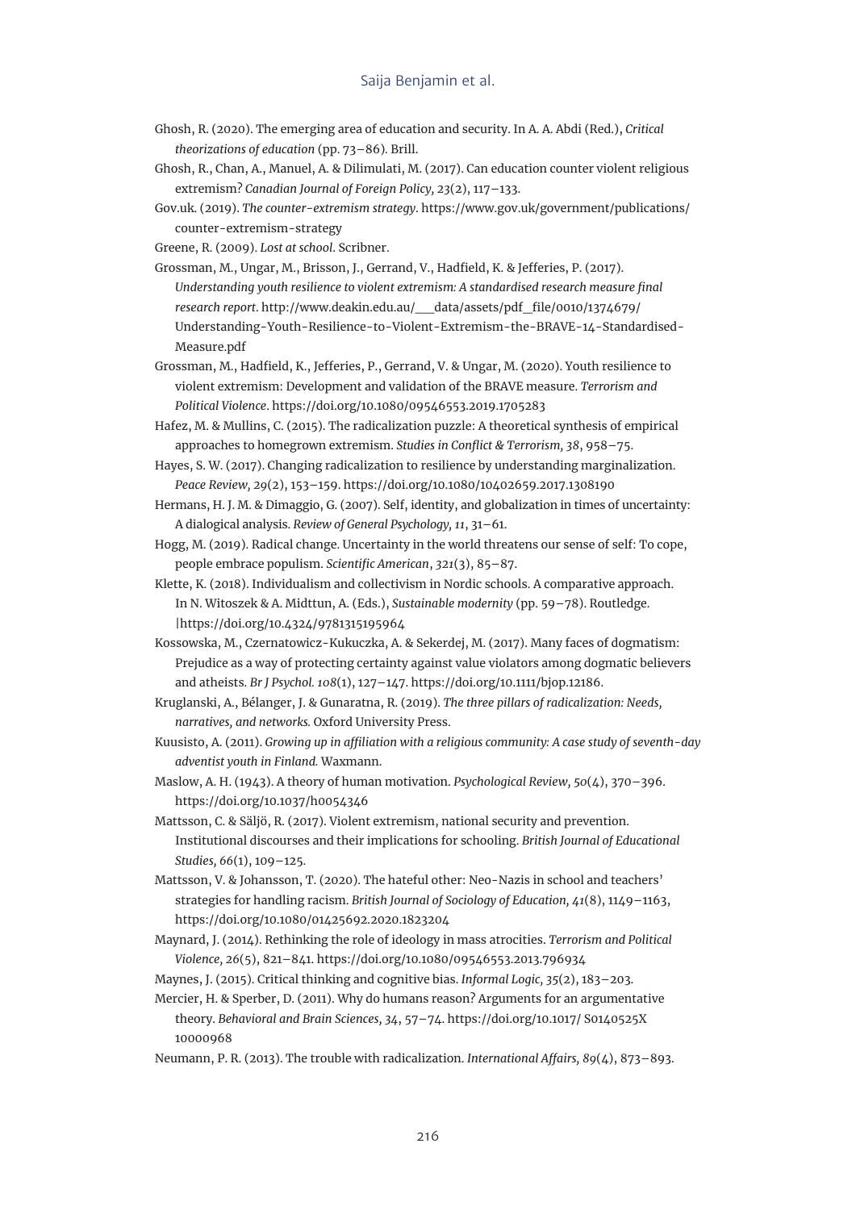Ghosh, R. (2020). The emerging area of education and security. In A. A. Abdi (Red.), *Critical theorizations of education* (pp. 73–86). Brill.

Ghosh, R., Chan, A., Manuel, A. & Dilimulati, M. (2017). Can education counter violent religious extremism? *Canadian Journal of Foreign Policy, 23*(2), 117–133.

Gov.uk. (2019). *The counter-extremism strategy*. https://www.gov.uk/government/publications/counter-extremism-strategy

Greene, R. (2009). *Lost at school*. Scribner.

Grossman, M., Ungar, M., Brisson, J., Gerrand, V., Hadfield, K. & Jefferies, P. (2017). *Understanding youth resilience to violent extremism: A standardised research measure final research report*. http://www.deakin.edu.au/___data/assets/pdf_file/0010/1374679/Understanding-Youth-Resilience-to-Violent-Extremism-the-BRAVE-14-Standardised-Measure.pdf

Grossman, M., Hadfield, K., Jefferies, P., Gerrand, V. & Ungar, M. (2020). Youth resilience to violent extremism: Development and validation of the BRAVE measure. *Terrorism and Political Violence*. https://doi.org/10.1080/09546553.2019.1705283

Hafez, M. & Mullins, C. (2015). The radicalization puzzle: A theoretical synthesis of empirical approaches to homegrown extremism. *Studies in Conflict & Terrorism, 38*, 958–75.

Hayes, S. W. (2017). Changing radicalization to resilience by understanding marginalization. *Peace Review, 29*(2), 153–159. https://doi.org/10.1080/10402659.2017.1308190

Hermans, H. J. M. & Dimaggio, G. (2007). Self, identity, and globalization in times of uncertainty: A dialogical analysis. *Review of General Psychology, 11*, 31–61.

Hogg, M. (2019). Radical change. Uncertainty in the world threatens our sense of self: To cope, people embrace populism. *Scientific American*, *321*(3), 85–87.

Klette, K. (2018). Individualism and collectivism in Nordic schools. A comparative approach. In N. Witoszek & A. Midttun, A. (Eds.), *Sustainable modernity* (pp. 59–78). Routledge. |https://doi.org/10.4324/9781315195964

Kossowska, M., Czernatowicz-Kukuczka, A. & Sekerdej, M. (2017). Many faces of dogmatism: Prejudice as a way of protecting certainty against value violators among dogmatic believers and atheists. *Br J Psychol. 108*(1), 127–147. https://doi.org/10.1111/bjop.12186.

Kruglanski, A., Bélanger, J. & Gunaratna, R. (2019). *The three pillars of radicalization: Needs, narratives, and networks.* Oxford University Press.

Kuusisto, A. (2011). *Growing up in affiliation with a religious community: A case study of seventh-day adventist youth in Finland.* Waxmann.

Maslow, A. H. (1943). A theory of human motivation. *Psychological Review, 50*(4), 370–396. https://doi.org/10.1037/h0054346

Mattsson, C. & Säljö, R. (2017). Violent extremism, national security and prevention. Institutional discourses and their implications for schooling. *British Journal of Educational Studies, 66*(1), 109–125.

Mattsson, V. & Johansson, T. (2020). The hateful other: Neo-Nazis in school and teachers' strategies for handling racism. *British Journal of Sociology of Education, 41*(8), 1149–1163, https://doi.org/10.1080/01425692.2020.1823204

Maynard, J. (2014). Rethinking the role of ideology in mass atrocities. *Terrorism and Political Violence, 26*(5), 821–841. https://doi.org/10.1080/09546553.2013.796934

Maynes, J. (2015). Critical thinking and cognitive bias. *Informal Logic, 35*(2), 183–203.

Mercier, H. & Sperber, D. (2011). Why do humans reason? Arguments for an argumentative theory. *Behavioral and Brain Sciences, 34*, 57–74. https://doi.org/10.1017/ S0140525X 10000968

Neumann, P. R. (2013). The trouble with radicalization. *International Affairs, 89*(4), 873–893.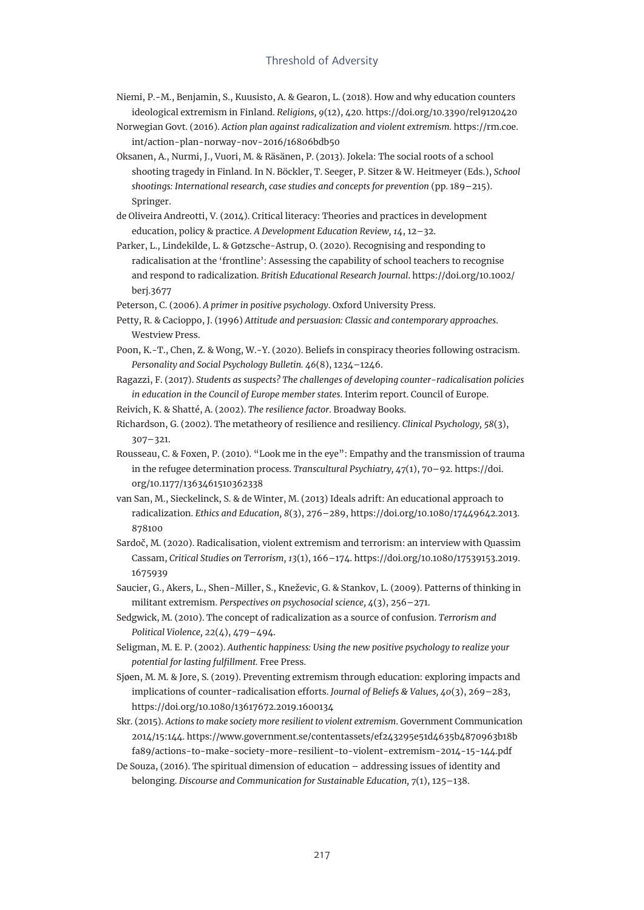Niemi, P.-M., Benjamin, S., Kuusisto, A. & Gearon, L. (2018). How and why education counters ideological extremism in Finland. *Religions, 9*(12), 420. https://doi.org/10.3390/rel9120420

Norwegian Govt. (2016). *Action plan against radicalization and violent extremism.* https://rm.coe.int/action-plan-norway-nov-2016/16806bdb50

Oksanen, A., Nurmi, J., Vuori, M. & Räsänen, P. (2013). Jokela: The social roots of a school shooting tragedy in Finland. In N. Böckler, T. Seeger, P. Sitzer & W. Heitmeyer (Eds.), *School shootings: International research, case studies and concepts for prevention* (pp. 189–215). Springer.

de Oliveira Andreotti, V. (2014). Critical literacy: Theories and practices in development education, policy & practice. *A Development Education Review, 14*, 12–32.

Parker, L., Lindekilde, L. & Gøtzsche-Astrup, O. (2020). Recognising and responding to radicalisation at the 'frontline': Assessing the capability of school teachers to recognise and respond to radicalization. *British Educational Research Journal*. https://doi.org/10.1002/berj.3677

Peterson, C. (2006). *A primer in positive psychology*. Oxford University Press.

Petty, R. & Cacioppo, J. (1996) *Attitude and persuasion: Classic and contemporary approaches*. Westview Press.

Poon, K.-T., Chen, Z. & Wong, W.-Y. (2020). Beliefs in conspiracy theories following ostracism. *Personality and Social Psychology Bulletin. 46*(8), 1234–1246.

Ragazzi, F. (2017). *Students as suspects? The challenges of developing counter-radicalisation policies in education in the Council of Europe member states*. Interim report. Council of Europe.

Reivich, K. & Shatté, A. (2002). *The resilience factor*. Broadway Books.

Richardson, G. (2002). The metatheory of resilience and resiliency. *Clinical Psychology, 58*(3), 307–321.

Rousseau, C. & Foxen, P. (2010). "Look me in the eye": Empathy and the transmission of trauma in the refugee determination process. *Transcultural Psychiatry, 47*(1), 70–92. https://doi.org/10.1177/1363461510362338

van San, M., Sieckelinck, S. & de Winter, M. (2013) Ideals adrift: An educational approach to radicalization. *Ethics and Education, 8*(3), 276–289, https://doi.org/10.1080/17449642.2013.878100

Sardoč, M. (2020). Radicalisation, violent extremism and terrorism: an interview with Quassim Cassam, *Critical Studies on Terrorism, 13*(1), 166–174. https://doi.org/10.1080/17539153.2019.1675939

Saucier, G., Akers, L., Shen-Miller, S., Kneževic, G. & Stankov, L. (2009). Patterns of thinking in militant extremism. *Perspectives on psychosocial science, 4*(3), 256–271.

Sedgwick, M. (2010). The concept of radicalization as a source of confusion. *Terrorism and Political Violence, 22*(4), 479–494.

Seligman, M. E. P. (2002). *Authentic happiness: Using the new positive psychology to realize your potential for lasting fulfillment.* Free Press.

Sjøen, M. M. & Jore, S. (2019). Preventing extremism through education: exploring impacts and implications of counter-radicalisation efforts. *Journal of Beliefs & Values, 40*(3), 269–283, https://doi.org/10.1080/13617672.2019.1600134

Skr. (2015). *Actions to make society more resilient to violent extremism*. Government Communication 2014/15:144. https://www.government.se/contentassets/ef243295e51d4635b4870963b18bfa89/actions-to-make-society-more-resilient-to-violent-extremism-2014-15-144.pdf

De Souza, (2016). The spiritual dimension of education – addressing issues of identity and belonging. *Discourse and Communication for Sustainable Education, 7*(1), 125–138.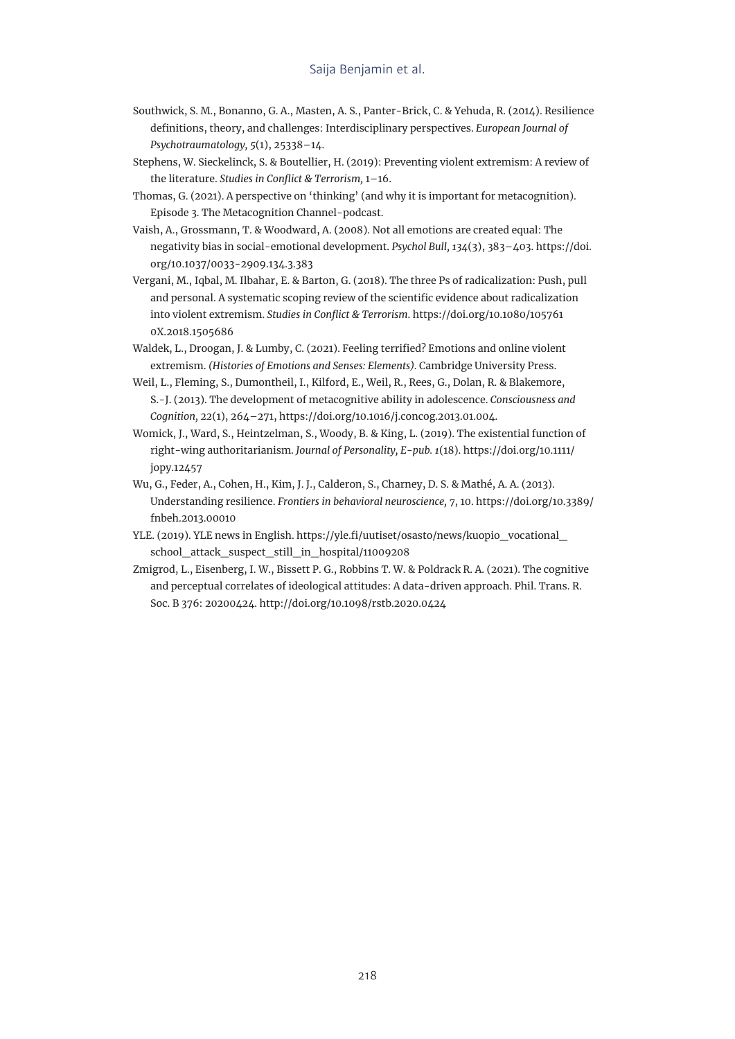Southwick, S. M., Bonanno, G. A., Masten, A. S., Panter-Brick, C. & Yehuda, R. (2014). Resilience definitions, theory, and challenges: Interdisciplinary perspectives. *European Journal of Psychotraumatology, 5*(1), 25338–14.

Stephens, W. Sieckelinck, S. & Boutellier, H. (2019): Preventing violent extremism: A review of the literature. *Studies in Conflict & Terrorism*, 1–16.

Thomas, G. (2021). A perspective on 'thinking' (and why it is important for metacognition). Episode 3. The Metacognition Channel-podcast.

Vaish, A., Grossmann, T. & Woodward, A. (2008). Not all emotions are created equal: The negativity bias in social-emotional development. *Psychol Bull, 134*(3), 383–403. https://doi.org/10.1037/0033-2909.134.3.383

Vergani, M., Iqbal, M. Ilbahar, E. & Barton, G. (2018). The three Ps of radicalization: Push, pull and personal. A systematic scoping review of the scientific evidence about radicalization into violent extremism. *Studies in Conflict & Terrorism*. https://doi.org/10.1080/1057610X.2018.1505686

Waldek, L., Droogan, J. & Lumby, C. (2021). Feeling terrified? Emotions and online violent extremism. *(Histories of Emotions and Senses: Elements)*. Cambridge University Press.

Weil, L., Fleming, S., Dumontheil, I., Kilford, E., Weil, R., Rees, G., Dolan, R. & Blakemore, S.-J. (2013). The development of metacognitive ability in adolescence. *Consciousness and Cognition, 22*(1), 264–271, https://doi.org/10.1016/j.concog.2013.01.004.

Womick, J., Ward, S., Heintzelman, S., Woody, B. & King, L. (2019). The existential function of right-wing authoritarianism. *Journal of Personality, E-pub. 1*(18). https://doi.org/10.1111/jopy.12457

Wu, G., Feder, A., Cohen, H., Kim, J. J., Calderon, S., Charney, D. S. & Mathé, A. A. (2013). Understanding resilience. *Frontiers in behavioral neuroscience,* 7, 10. https://doi.org/10.3389/fnbeh.2013.00010

YLE. (2019). YLE news in English. https://yle.fi/uutiset/osasto/news/kuopio_vocational_school_attack_suspect_still_in_hospital/11009208

Zmigrod, L., Eisenberg, I. W., Bissett P. G., Robbins T. W. & Poldrack R. A. (2021). The cognitive and perceptual correlates of ideological attitudes: A data-driven approach. Phil. Trans. R. Soc. B 376: 20200424. http://doi.org/10.1098/rstb.2020.0424